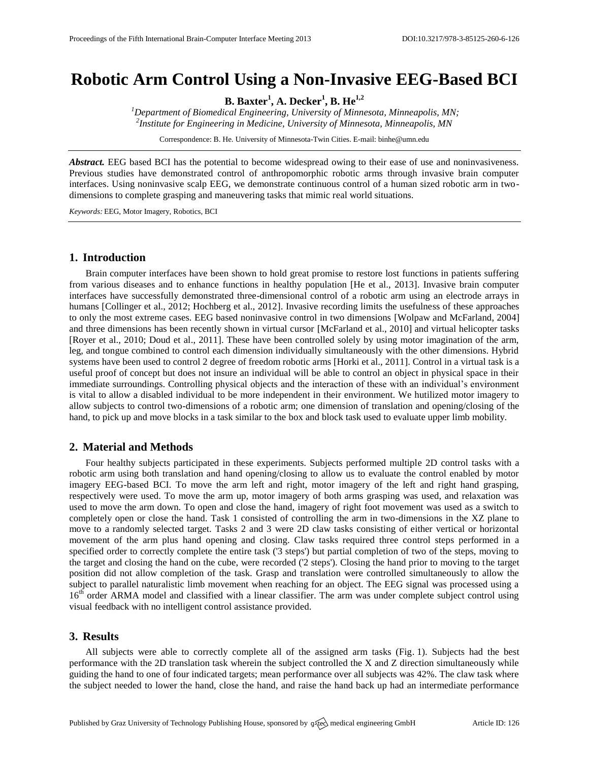# Robotic Arm Control Using a Non-Invasive EEG-Based BCI

**B. Baxter[1], A. Decker[1], B. He[1,2]**

[1]*Department of Biomedical Engineering, University of Minnesota, Minneapolis, MN;*
[2]*Institute for Engineering in Medicine, University of Minnesota, Minneapolis, MN*

Correspondence: B. He. University of Minnesota-Twin Cities. E-mail: binhe@umn.edu

***Abstract.*** EEG based BCI has the potential to become widespread owing to their ease of use and noninvasiveness. Previous studies have demonstrated control of anthropomorphic robotic arms through invasive brain computer interfaces. Using noninvasive scalp EEG, we demonstrate continuous control of a human sized robotic arm in two-dimensions to complete grasping and maneuvering tasks that mimic real world situations.

*Keywords:* EEG, Motor Imagery, Robotics, BCI

## 1. Introduction

Brain computer interfaces have been shown to hold great promise to restore lost functions in patients suffering from various diseases and to enhance functions in healthy population [He et al., 2013]. Invasive brain computer interfaces have successfully demonstrated three-dimensional control of a robotic arm using an electrode arrays in humans [Collinger et al., 2012; Hochberg et al., 2012]. Invasive recording limits the usefulness of these approaches to only the most extreme cases. EEG based noninvasive control in two dimensions [Wolpaw and McFarland, 2004] and three dimensions has been recently shown in virtual cursor [McFarland et al., 2010] and virtual helicopter tasks [Royer et al., 2010; Doud et al., 2011]. These have been controlled solely by using motor imagination of the arm, leg, and tongue combined to control each dimension individually simultaneously with the other dimensions. Hybrid systems have been used to control 2 degree of freedom robotic arms [Horki et al., 2011]. Control in a virtual task is a useful proof of concept but does not insure an individual will be able to control an object in physical space in their immediate surroundings. Controlling physical objects and the interaction of these with an individual's environment is vital to allow a disabled individual to be more independent in their environment. We hutilized motor imagery to allow subjects to control two-dimensions of a robotic arm; one dimension of translation and opening/closing of the hand, to pick up and move blocks in a task similar to the box and block task used to evaluate upper limb mobility.

## 2. Material and Methods

Four healthy subjects participated in these experiments. Subjects performed multiple 2D control tasks with a robotic arm using both translation and hand opening/closing to allow us to evaluate the control enabled by motor imagery EEG-based BCI. To move the arm left and right, motor imagery of the left and right hand grasping, respectively were used. To move the arm up, motor imagery of both arms grasping was used, and relaxation was used to move the arm down. To open and close the hand, imagery of right foot movement was used as a switch to completely open or close the hand. Task 1 consisted of controlling the arm in two-dimensions in the XZ plane to move to a randomly selected target. Tasks 2 and 3 were 2D claw tasks consisting of either vertical or horizontal movement of the arm plus hand opening and closing. Claw tasks required three control steps performed in a specified order to correctly complete the entire task ('3 steps') but partial completion of two of the steps, moving to the target and closing the hand on the cube, were recorded ('2 steps'). Closing the hand prior to moving to the target position did not allow completion of the task. Grasp and translation were controlled simultaneously to allow the subject to parallel naturalistic limb movement when reaching for an object. The EEG signal was processed using a 16th order ARMA model and classified with a linear classifier. The arm was under complete subject control using visual feedback with no intelligent control assistance provided.

## 3. Results

All subjects were able to correctly complete all of the assigned arm tasks (Fig. 1). Subjects had the best performance with the 2D translation task wherein the subject controlled the X and Z direction simultaneously while guiding the hand to one of four indicated targets; mean performance over all subjects was 42%. The claw task where the subject needed to lower the hand, close the hand, and raise the hand back up had an intermediate performance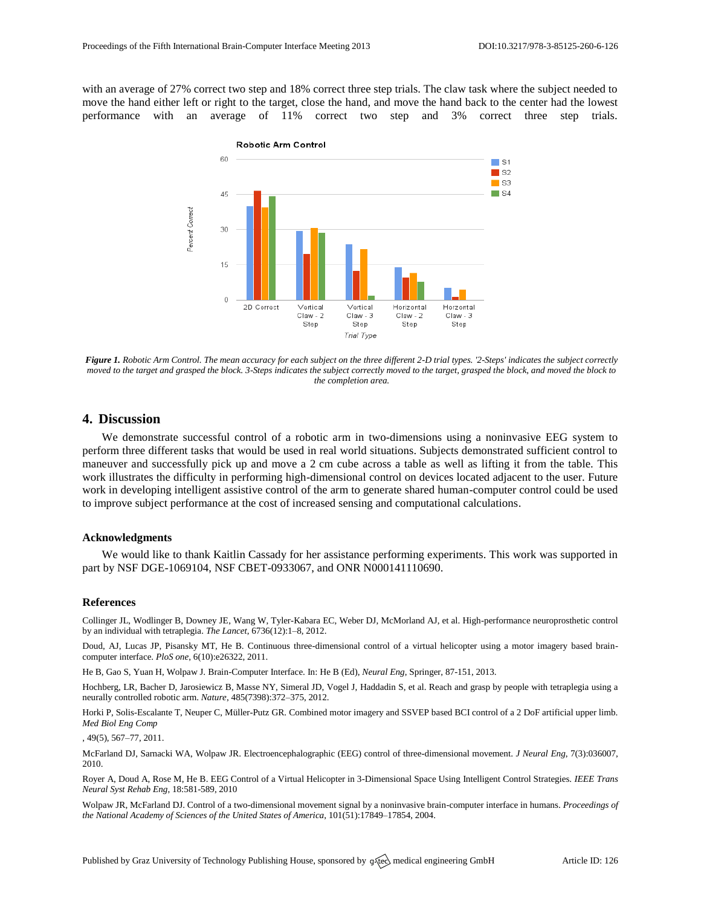with an average of 27% correct two step and 18% correct three step trials. The claw task where the subject needed to move the hand either left or right to the target, close the hand, and move the hand back to the center had the lowest performance with an average of 11% correct two step and 3% correct three step trials.

Robotic Arm Control

60
45
30
15
0

Percent Correct

S1
S2
S3
S4

2D Correct
Vertical Claw - 2 Step
Vertical Claw - 3 Step
Horizontal Claw - 2 Step
Horzontal Claw - 3 Step

Trial Type

***Figure 1.*** *Robotic Arm Control. The mean accuracy for each subject on the three different 2-D trial types. '2-Steps' indicates the subject correctly moved to the target and grasped the block. 3-Steps indicates the subject correctly moved to the target, grasped the block, and moved the block to the completion area.*

## 4. Discussion

We demonstrate successful control of a robotic arm in two-dimensions using a noninvasive EEG system to perform three different tasks that would be used in real world situations. Subjects demonstrated sufficient control to maneuver and successfully pick up and move a 2 cm cube across a table as well as lifting it from the table. This work illustrates the difficulty in performing high-dimensional control on devices located adjacent to the user. Future work in developing intelligent assistive control of the arm to generate shared human-computer control could be used to improve subject performance at the cost of increased sensing and computational calculations.

### Acknowledgments

We would like to thank Kaitlin Cassady for her assistance performing experiments. This work was supported in part by NSF DGE-1069104, NSF CBET-0933067, and ONR N000141110690.

### References

Collinger JL, Wodlinger B, Downey JE, Wang W, Tyler-Kabara EC, Weber DJ, McMorland AJ, et al. High-performance neuroprosthetic control by an individual with tetraplegia. *The Lancet*, 6736(12):1–8, 2012.

Doud, AJ, Lucas JP, Pisansky MT, He B. Continuous three-dimensional control of a virtual helicopter using a motor imagery based brain-computer interface. *PloS one*, 6(10):e26322, 2011.

He B, Gao S, Yuan H, Wolpaw J. Brain-Computer Interface. In: He B (Ed), *Neural Eng*, Springer, 87-151, 2013.

Hochberg, LR, Bacher D, Jarosiewicz B, Masse NY, Simeral JD, Vogel J, Haddadin S, et al. Reach and grasp by people with tetraplegia using a neurally controlled robotic arm. *Nature*, 485(7398):372–375, 2012.

Horki P, Solis-Escalante T, Neuper C, Müller-Putz GR. Combined motor imagery and SSVEP based BCI control of a 2 DoF artificial upper limb. *Med Biol Eng Comp*

, 49(5), 567–77, 2011.

McFarland DJ, Sarnacki WA, Wolpaw JR. Electroencephalographic (EEG) control of three-dimensional movement. *J Neural Eng*, 7(3):036007, 2010.

Royer A, Doud A, Rose M, He B. EEG Control of a Virtual Helicopter in 3-Dimensional Space Using Intelligent Control Strategies. *IEEE Trans Neural Syst Rehab Eng*, 18:581-589, 2010

Wolpaw JR, McFarland DJ. Control of a two-dimensional movement signal by a noninvasive brain-computer interface in humans. *Proceedings of the National Academy of Sciences of the United States of America*, 101(51):17849–17854, 2004.